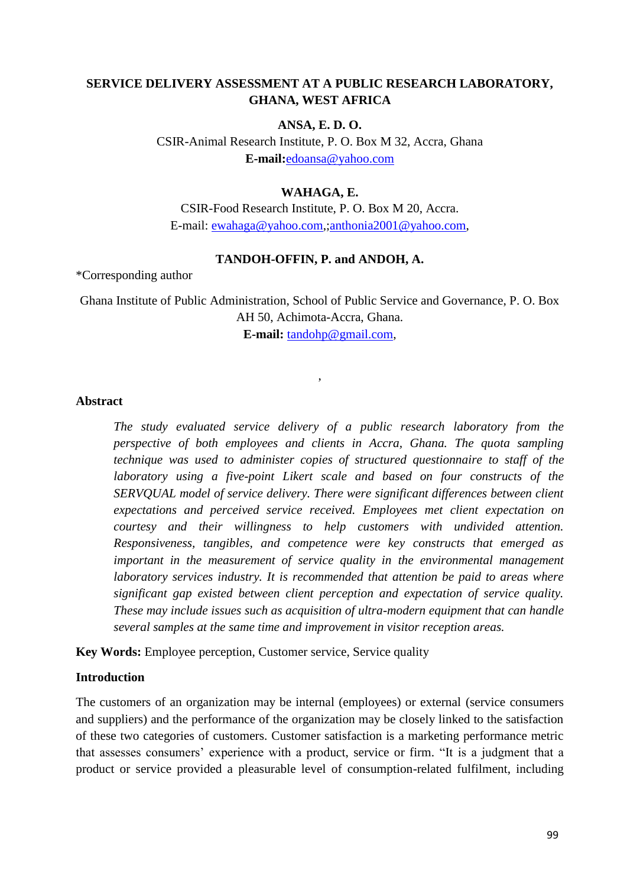# SERVICE DELIVERY ASSESSMENT AT A PUBLIC RESEARCH LABORATORY, GHANA, WEST AFRICA

**ANSA, E. D. O.**

CSIR-Animal Research Institute, P. O. Box M 32, Accra, Ghana

**E-mail:**edoansa@yahoo.com

**WAHAGA, E.**

CSIR-Food Research Institute, P. O. Box M 20, Accra.

E-mail: ewahaga@yahoo.com,;anthonia2001@yahoo.com,

**TANDOH-OFFIN, P. and ANDOH, A.**

*Corresponding author

Ghana Institute of Public Administration, School of Public Service and Governance, P. O. Box AH 50, Achimota-Accra, Ghana.

**E-mail:** tandohp@gmail.com,

,

## Abstract

*The study evaluated service delivery of a public research laboratory from the perspective of both employees and clients in Accra, Ghana. The quota sampling technique was used to administer copies of structured questionnaire to staff of the laboratory using a five-point Likert scale and based on four constructs of the SERVQUAL model of service delivery. There were significant differences between client expectations and perceived service received. Employees met client expectation on courtesy and their willingness to help customers with undivided attention. Responsiveness, tangibles, and competence were key constructs that emerged as important in the measurement of service quality in the environmental management laboratory services industry. It is recommended that attention be paid to areas where significant gap existed between client perception and expectation of service quality. These may include issues such as acquisition of ultra-modern equipment that can handle several samples at the same time and improvement in visitor reception areas.*

**Key Words:** Employee perception, Customer service, Service quality

## Introduction

The customers of an organization may be internal (employees) or external (service consumers and suppliers) and the performance of the organization may be closely linked to the satisfaction of these two categories of customers. Customer satisfaction is a marketing performance metric that assesses consumers' experience with a product, service or firm. "It is a judgment that a product or service provided a pleasurable level of consumption-related fulfilment, including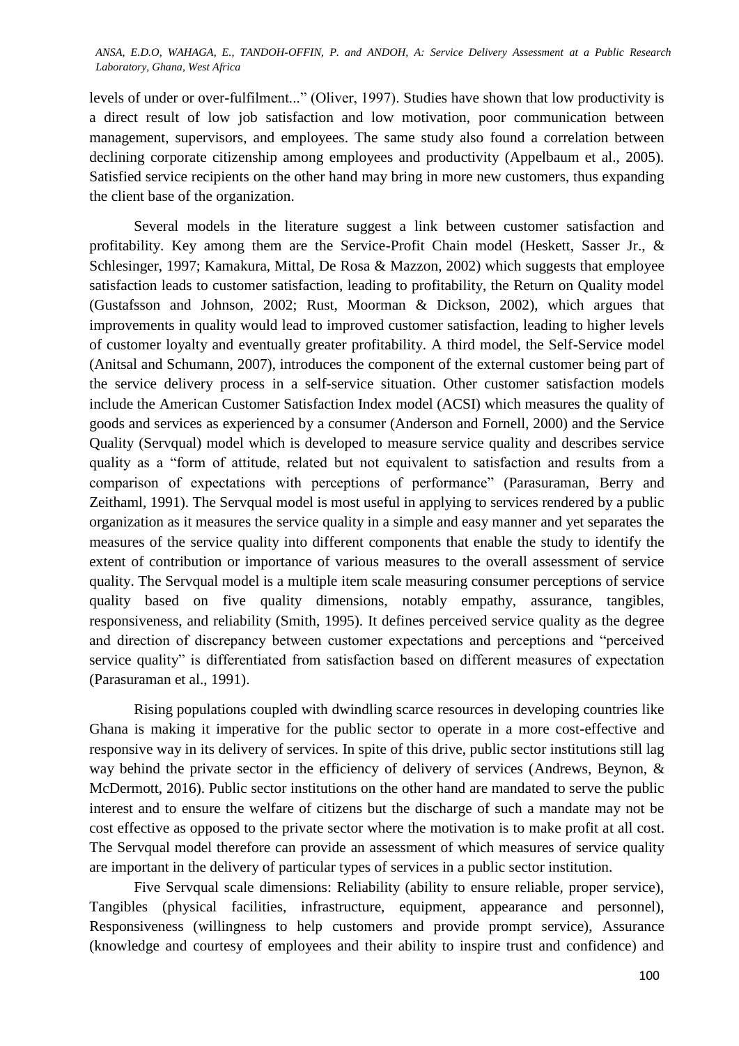levels of under or over-fulfilment..." (Oliver, 1997). Studies have shown that low productivity is a direct result of low job satisfaction and low motivation, poor communication between management, supervisors, and employees. The same study also found a correlation between declining corporate citizenship among employees and productivity (Appelbaum et al., 2005). Satisfied service recipients on the other hand may bring in more new customers, thus expanding the client base of the organization.

Several models in the literature suggest a link between customer satisfaction and profitability. Key among them are the Service-Profit Chain model (Heskett, Sasser Jr., & Schlesinger, 1997; Kamakura, Mittal, De Rosa & Mazzon, 2002) which suggests that employee satisfaction leads to customer satisfaction, leading to profitability, the Return on Quality model (Gustafsson and Johnson, 2002; Rust, Moorman & Dickson, 2002), which argues that improvements in quality would lead to improved customer satisfaction, leading to higher levels of customer loyalty and eventually greater profitability. A third model, the Self-Service model (Anitsal and Schumann, 2007), introduces the component of the external customer being part of the service delivery process in a self-service situation. Other customer satisfaction models include the American Customer Satisfaction Index model (ACSI) which measures the quality of goods and services as experienced by a consumer (Anderson and Fornell, 2000) and the Service Quality (Servqual) model which is developed to measure service quality and describes service quality as a "form of attitude, related but not equivalent to satisfaction and results from a comparison of expectations with perceptions of performance" (Parasuraman, Berry and Zeithaml, 1991). The Servqual model is most useful in applying to services rendered by a public organization as it measures the service quality in a simple and easy manner and yet separates the measures of the service quality into different components that enable the study to identify the extent of contribution or importance of various measures to the overall assessment of service quality. The Servqual model is a multiple item scale measuring consumer perceptions of service quality based on five quality dimensions, notably empathy, assurance, tangibles, responsiveness, and reliability (Smith, 1995). It defines perceived service quality as the degree and direction of discrepancy between customer expectations and perceptions and "perceived service quality" is differentiated from satisfaction based on different measures of expectation (Parasuraman et al., 1991).

Rising populations coupled with dwindling scarce resources in developing countries like Ghana is making it imperative for the public sector to operate in a more cost-effective and responsive way in its delivery of services. In spite of this drive, public sector institutions still lag way behind the private sector in the efficiency of delivery of services (Andrews, Beynon, & McDermott, 2016). Public sector institutions on the other hand are mandated to serve the public interest and to ensure the welfare of citizens but the discharge of such a mandate may not be cost effective as opposed to the private sector where the motivation is to make profit at all cost. The Servqual model therefore can provide an assessment of which measures of service quality are important in the delivery of particular types of services in a public sector institution.

Five Servqual scale dimensions: Reliability (ability to ensure reliable, proper service), Tangibles (physical facilities, infrastructure, equipment, appearance and personnel), Responsiveness (willingness to help customers and provide prompt service), Assurance (knowledge and courtesy of employees and their ability to inspire trust and confidence) and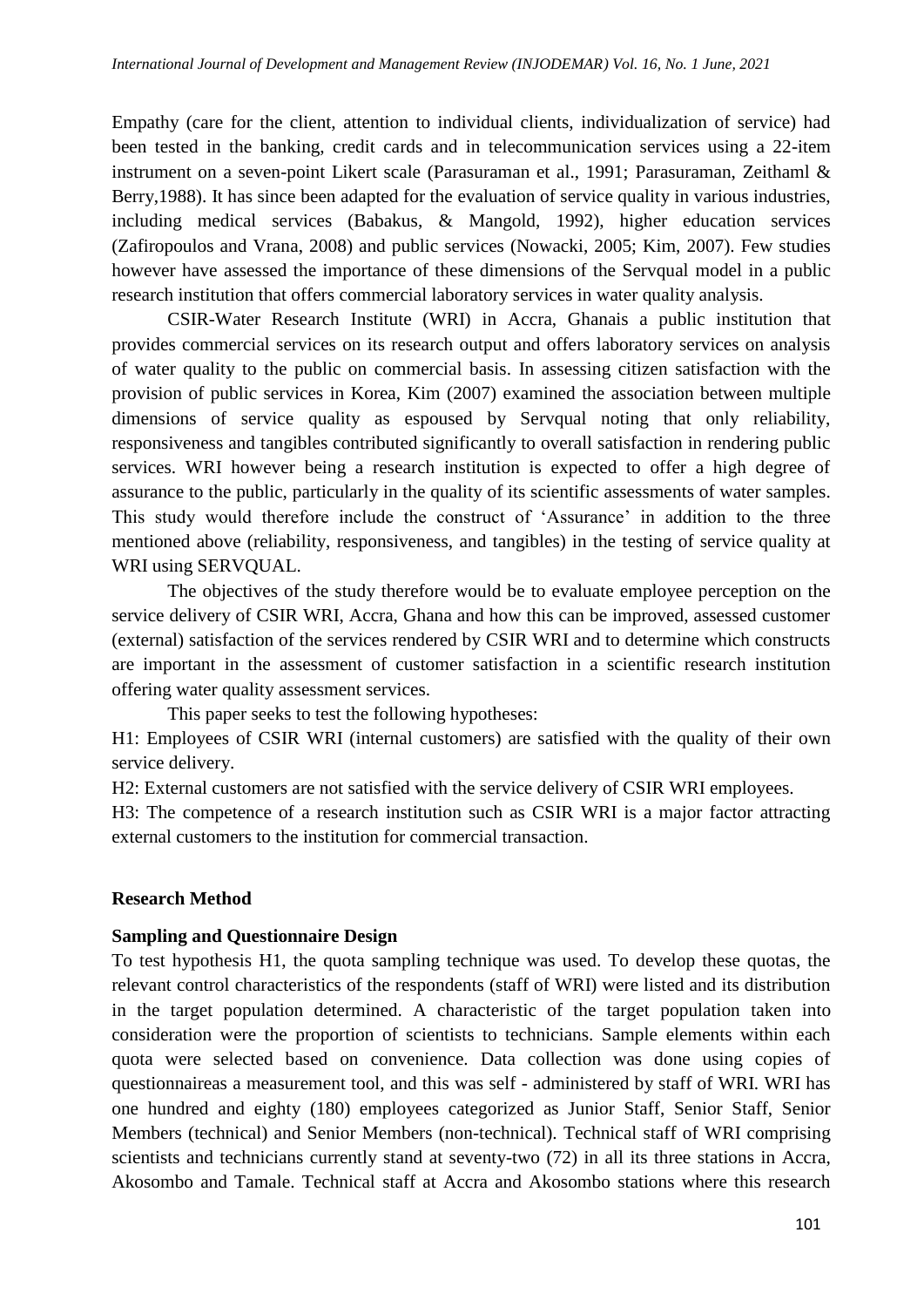Empathy (care for the client, attention to individual clients, individualization of service) had been tested in the banking, credit cards and in telecommunication services using a 22-item instrument on a seven-point Likert scale (Parasuraman et al., 1991; Parasuraman, Zeithaml & Berry,1988). It has since been adapted for the evaluation of service quality in various industries, including medical services (Babakus, & Mangold, 1992), higher education services (Zafiropoulos and Vrana, 2008) and public services (Nowacki, 2005; Kim, 2007). Few studies however have assessed the importance of these dimensions of the Servqual model in a public research institution that offers commercial laboratory services in water quality analysis.

CSIR-Water Research Institute (WRI) in Accra, Ghanais a public institution that provides commercial services on its research output and offers laboratory services on analysis of water quality to the public on commercial basis. In assessing citizen satisfaction with the provision of public services in Korea, Kim (2007) examined the association between multiple dimensions of service quality as espoused by Servqual noting that only reliability, responsiveness and tangibles contributed significantly to overall satisfaction in rendering public services. WRI however being a research institution is expected to offer a high degree of assurance to the public, particularly in the quality of its scientific assessments of water samples. This study would therefore include the construct of 'Assurance' in addition to the three mentioned above (reliability, responsiveness, and tangibles) in the testing of service quality at WRI using SERVQUAL.

The objectives of the study therefore would be to evaluate employee perception on the service delivery of CSIR WRI, Accra, Ghana and how this can be improved, assessed customer (external) satisfaction of the services rendered by CSIR WRI and to determine which constructs are important in the assessment of customer satisfaction in a scientific research institution offering water quality assessment services.

This paper seeks to test the following hypotheses:

H1: Employees of CSIR WRI (internal customers) are satisfied with the quality of their own service delivery.

H2: External customers are not satisfied with the service delivery of CSIR WRI employees.

H3: The competence of a research institution such as CSIR WRI is a major factor attracting external customers to the institution for commercial transaction.

## Research Method

### Sampling and Questionnaire Design

To test hypothesis H1, the quota sampling technique was used. To develop these quotas, the relevant control characteristics of the respondents (staff of WRI) were listed and its distribution in the target population determined. A characteristic of the target population taken into consideration were the proportion of scientists to technicians. Sample elements within each quota were selected based on convenience. Data collection was done using copies of questionnaireas a measurement tool, and this was self - administered by staff of WRI. WRI has one hundred and eighty (180) employees categorized as Junior Staff, Senior Staff, Senior Members (technical) and Senior Members (non-technical). Technical staff of WRI comprising scientists and technicians currently stand at seventy-two (72) in all its three stations in Accra, Akosombo and Tamale. Technical staff at Accra and Akosombo stations where this research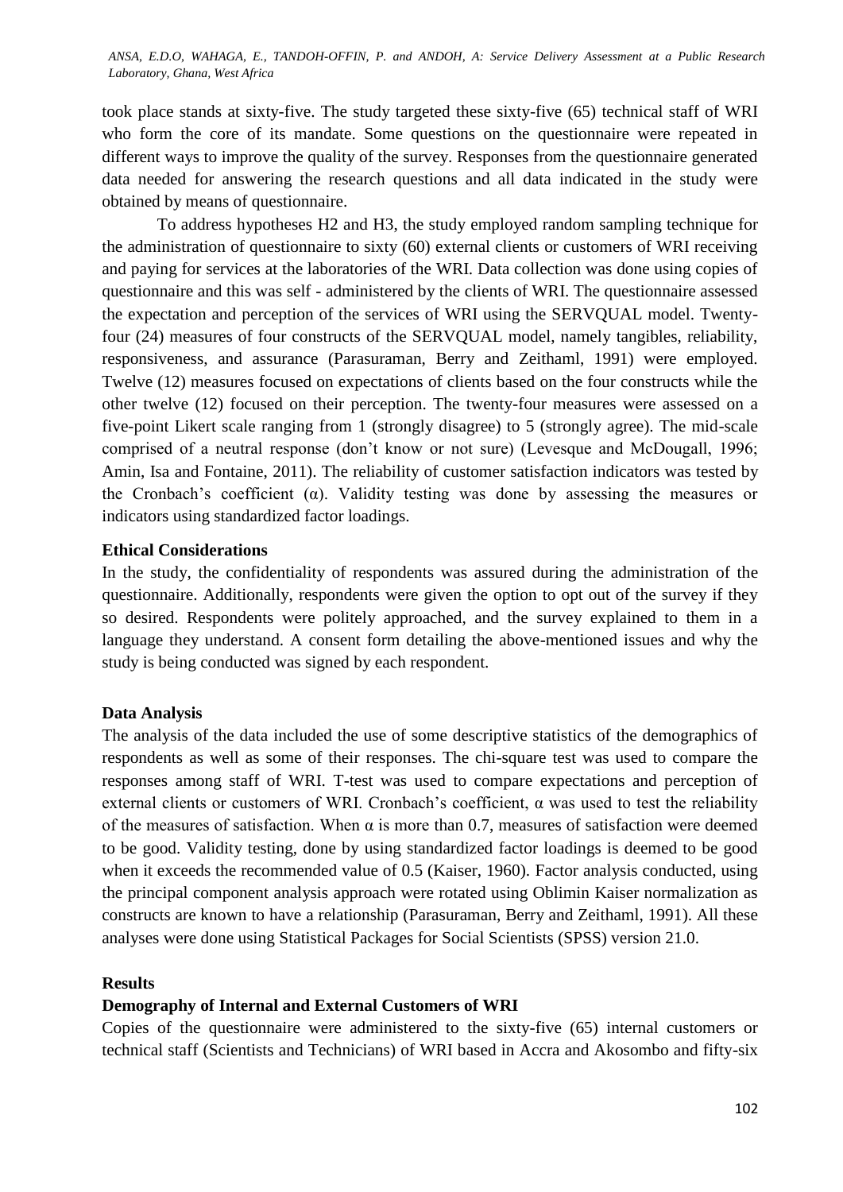took place stands at sixty-five. The study targeted these sixty-five (65) technical staff of WRI who form the core of its mandate. Some questions on the questionnaire were repeated in different ways to improve the quality of the survey. Responses from the questionnaire generated data needed for answering the research questions and all data indicated in the study were obtained by means of questionnaire.

To address hypotheses H2 and H3, the study employed random sampling technique for the administration of questionnaire to sixty (60) external clients or customers of WRI receiving and paying for services at the laboratories of the WRI. Data collection was done using copies of questionnaire and this was self - administered by the clients of WRI. The questionnaire assessed the expectation and perception of the services of WRI using the SERVQUAL model. Twenty-four (24) measures of four constructs of the SERVQUAL model, namely tangibles, reliability, responsiveness, and assurance (Parasuraman, Berry and Zeithaml, 1991) were employed. Twelve (12) measures focused on expectations of clients based on the four constructs while the other twelve (12) focused on their perception. The twenty-four measures were assessed on a five-point Likert scale ranging from 1 (strongly disagree) to 5 (strongly agree). The mid-scale comprised of a neutral response (don't know or not sure) (Levesque and McDougall, 1996; Amin, Isa and Fontaine, 2011). The reliability of customer satisfaction indicators was tested by the Cronbach's coefficient ($\alpha$). Validity testing was done by assessing the measures or indicators using standardized factor loadings.

**Ethical Considerations**

In the study, the confidentiality of respondents was assured during the administration of the questionnaire. Additionally, respondents were given the option to opt out of the survey if they so desired. Respondents were politely approached, and the survey explained to them in a language they understand. A consent form detailing the above-mentioned issues and why the study is being conducted was signed by each respondent.

**Data Analysis**

The analysis of the data included the use of some descriptive statistics of the demographics of respondents as well as some of their responses. The chi-square test was used to compare the responses among staff of WRI. T-test was used to compare expectations and perception of external clients or customers of WRI. Cronbach's coefficient, $\alpha$ was used to test the reliability of the measures of satisfaction. When $\alpha$ is more than 0.7, measures of satisfaction were deemed to be good. Validity testing, done by using standardized factor loadings is deemed to be good when it exceeds the recommended value of 0.5 (Kaiser, 1960). Factor analysis conducted, using the principal component analysis approach were rotated using Oblimin Kaiser normalization as constructs are known to have a relationship (Parasuraman, Berry and Zeithaml, 1991). All these analyses were done using Statistical Packages for Social Scientists (SPSS) version 21.0.

**Results**

**Demography of Internal and External Customers of WRI**

Copies of the questionnaire were administered to the sixty-five (65) internal customers or technical staff (Scientists and Technicians) of WRI based in Accra and Akosombo and fifty-six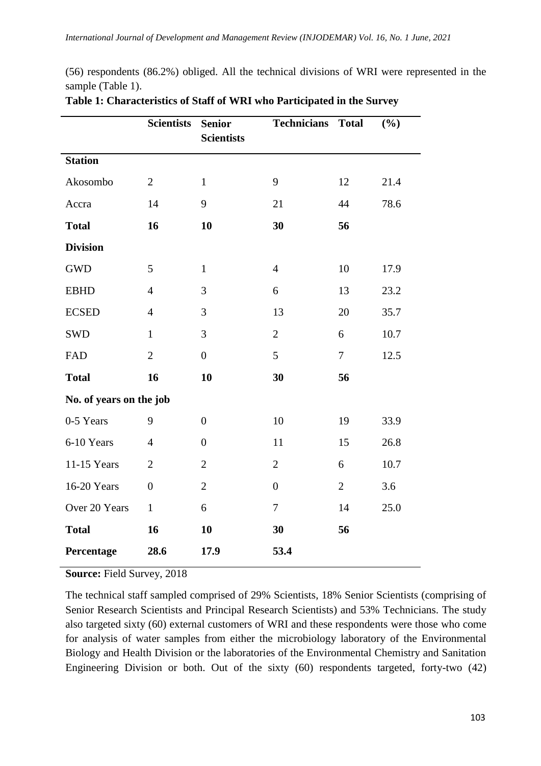(56) respondents (86.2%) obliged. All the technical divisions of WRI were represented in the sample (Table 1).

**Table 1: Characteristics of Staff of WRI who Participated in the Survey**

| | Scientists | Senior Scientists | Technicians | Total | (%) |
|---|---|---|---|---|---|
| **Station** | | | | | |
| Akosombo | 2 | 1 | 9 | 12 | 21.4 |
| Accra | 14 | 9 | 21 | 44 | 78.6 |
| **Total** | **16** | **10** | **30** | **56** | |
| **Division** | | | | | |
| GWD | 5 | 1 | 4 | 10 | 17.9 |
| EBHD | 4 | 3 | 6 | 13 | 23.2 |
| ECSED | 4 | 3 | 13 | 20 | 35.7 |
| SWD | 1 | 3 | 2 | 6 | 10.7 |
| FAD | 2 | 0 | 5 | 7 | 12.5 |
| **Total** | **16** | **10** | **30** | **56** | |
| **No. of years on the job** | | | | | |
| 0-5 Years | 9 | 0 | 10 | 19 | 33.9 |
| 6-10 Years | 4 | 0 | 11 | 15 | 26.8 |
| 11-15 Years | 2 | 2 | 2 | 6 | 10.7 |
| 16-20 Years | 0 | 2 | 0 | 2 | 3.6 |
| Over 20 Years | 1 | 6 | 7 | 14 | 25.0 |
| **Total** | **16** | **10** | **30** | **56** | |
| **Percentage** | **28.6** | **17.9** | **53.4** | | |

**Source:** Field Survey, 2018

The technical staff sampled comprised of 29% Scientists, 18% Senior Scientists (comprising of Senior Research Scientists and Principal Research Scientists) and 53% Technicians. The study also targeted sixty (60) external customers of WRI and these respondents were those who come for analysis of water samples from either the microbiology laboratory of the Environmental Biology and Health Division or the laboratories of the Environmental Chemistry and Sanitation Engineering Division or both. Out of the sixty (60) respondents targeted, forty-two (42)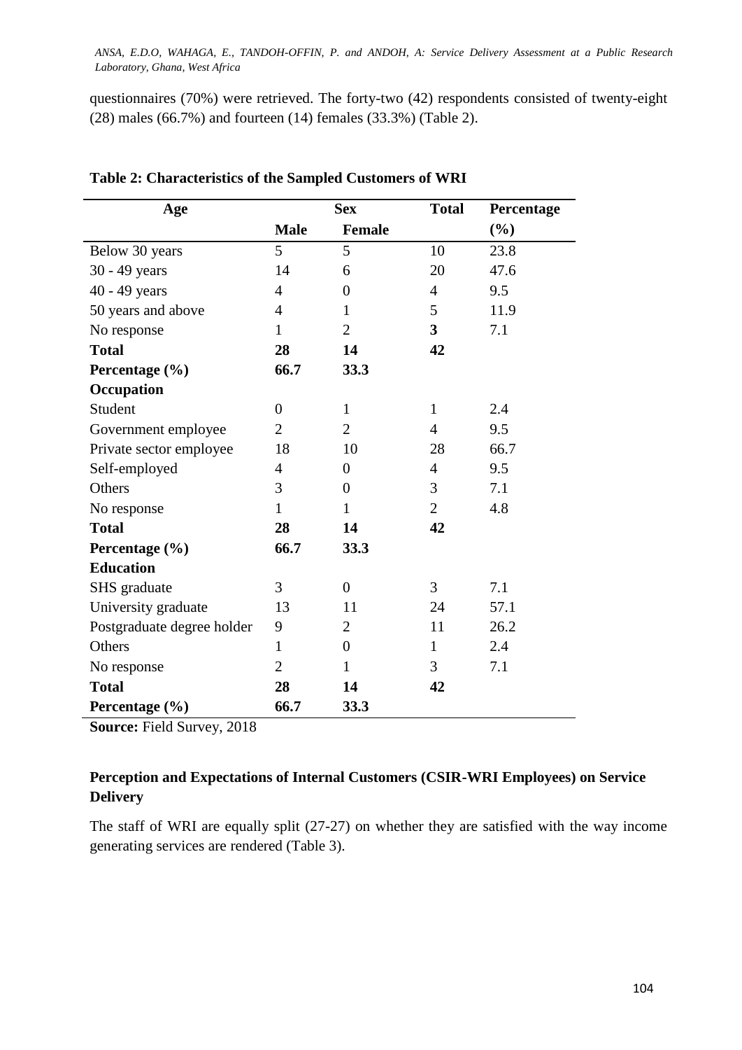questionnaires (70%) were retrieved. The forty-two (42) respondents consisted of twenty-eight (28) males (66.7%) and fourteen (14) females (33.3%) (Table 2).

**Table 2: Characteristics of the Sampled Customers of WRI**

| Age | Sex | | Total | Percentage |
|---|---|---|---|---|
| | **Male** | **Female** | | **(%)** |
| Below 30 years | 5 | 5 | 10 | 23.8 |
| 30 - 49 years | 14 | 6 | 20 | 47.6 |
| 40 - 49 years | 4 | 0 | 4 | 9.5 |
| 50 years and above | 4 | 1 | 5 | 11.9 |
| No response | 1 | 2 | **3** | 7.1 |
| **Total** | **28** | **14** | **42** | |
| **Percentage (%)** | **66.7** | **33.3** | | |
| **Occupation** | | | | |
| Student | 0 | 1 | 1 | 2.4 |
| Government employee | 2 | 2 | 4 | 9.5 |
| Private sector employee | 18 | 10 | 28 | 66.7 |
| Self-employed | 4 | 0 | 4 | 9.5 |
| Others | 3 | 0 | 3 | 7.1 |
| No response | 1 | 1 | 2 | 4.8 |
| **Total** | **28** | **14** | **42** | |
| **Percentage (%)** | **66.7** | **33.3** | | |
| **Education** | | | | |
| SHS graduate | 3 | 0 | 3 | 7.1 |
| University graduate | 13 | 11 | 24 | 57.1 |
| Postgraduate degree holder | 9 | 2 | 11 | 26.2 |
| Others | 1 | 0 | 1 | 2.4 |
| No response | 2 | 1 | 3 | 7.1 |
| **Total** | **28** | **14** | **42** | |
| **Percentage (%)** | **66.7** | **33.3** | | |

**Source:** Field Survey, 2018

## Perception and Expectations of Internal Customers (CSIR-WRI Employees) on Service Delivery

The staff of WRI are equally split (27-27) on whether they are satisfied with the way income generating services are rendered (Table 3).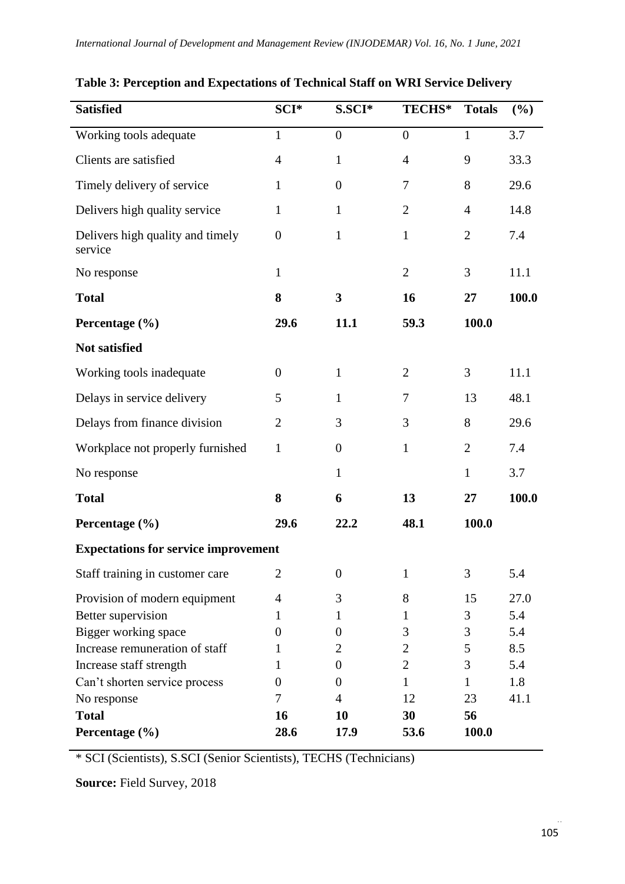**Table 3: Perception and Expectations of Technical Staff on WRI Service Delivery**

| Satisfied | SCI* | S.SCI* | TECHS* | Totals | (%) |
|---|---|---|---|---|---|
| Working tools adequate | 1 | 0 | 0 | 1 | 3.7 |
| Clients are satisfied | 4 | 1 | 4 | 9 | 33.3 |
| Timely delivery of service | 1 | 0 | 7 | 8 | 29.6 |
| Delivers high quality service | 1 | 1 | 2 | 4 | 14.8 |
| Delivers high quality and timely service | 0 | 1 | 1 | 2 | 7.4 |
| No response | 1 | | 2 | 3 | 11.1 |
| **Total** | **8** | **3** | **16** | **27** | **100.0** |
| **Percentage (%)** | **29.6** | **11.1** | **59.3** | **100.0** | |
| **Not satisfied** | | | | | |
| Working tools inadequate | 0 | 1 | 2 | 3 | 11.1 |
| Delays in service delivery | 5 | 1 | 7 | 13 | 48.1 |
| Delays from finance division | 2 | 3 | 3 | 8 | 29.6 |
| Workplace not properly furnished | 1 | 0 | 1 | 2 | 7.4 |
| No response | | 1 | | 1 | 3.7 |
| **Total** | **8** | **6** | **13** | **27** | **100.0** |
| **Percentage (%)** | **29.6** | **22.2** | **48.1** | **100.0** | |
| **Expectations for service improvement** | | | | | |
| Staff training in customer care | 2 | 0 | 1 | 3 | 5.4 |
| Provision of modern equipment | 4 | 3 | 8 | 15 | 27.0 |
| Better supervision | 1 | 1 | 1 | 3 | 5.4 |
| Bigger working space | 0 | 0 | 3 | 3 | 5.4 |
| Increase remuneration of staff | 1 | 2 | 2 | 5 | 8.5 |
| Increase staff strength | 1 | 0 | 2 | 3 | 5.4 |
| Can't shorten service process | 0 | 0 | 1 | 1 | 1.8 |
| No response | 7 | 4 | 12 | 23 | 41.1 |
| **Total** | **16** | **10** | **30** | **56** | |
| **Percentage (%)** | **28.6** | **17.9** | **53.6** | **100.0** | |

* SCI (Scientists), S.SCI (Senior Scientists), TECHS (Technicians)

**Source:** Field Survey, 2018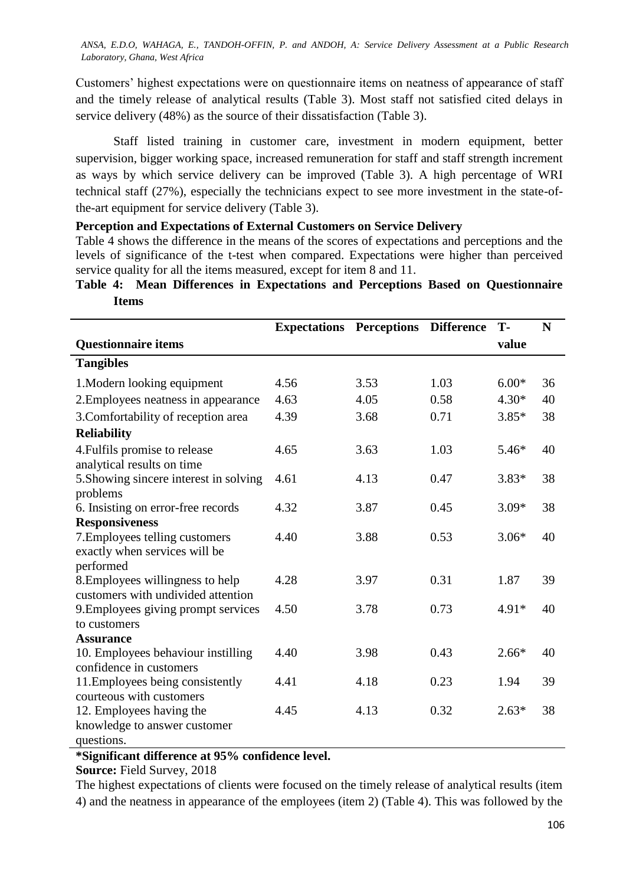Customers' highest expectations were on questionnaire items on neatness of appearance of staff and the timely release of analytical results (Table 3). Most staff not satisfied cited delays in service delivery (48%) as the source of their dissatisfaction (Table 3).

Staff listed training in customer care, investment in modern equipment, better supervision, bigger working space, increased remuneration for staff and staff strength increment as ways by which service delivery can be improved (Table 3). A high percentage of WRI technical staff (27%), especially the technicians expect to see more investment in the state-of-the-art equipment for service delivery (Table 3).

**Perception and Expectations of External Customers on Service Delivery**

Table 4 shows the difference in the means of the scores of expectations and perceptions and the levels of significance of the t-test when compared. Expectations were higher than perceived service quality for all the items measured, except for item 8 and 11.

**Table 4: Mean Differences in Expectations and Perceptions Based on Questionnaire Items**

| Questionnaire items | Expectations | Perceptions | Difference | T-value | N |
|---|---|---|---|---|---|
| **Tangibles** | | | | | |
| 1.Modern looking equipment | 4.56 | 3.53 | 1.03 | 6.00* | 36 |
| 2.Employees neatness in appearance | 4.63 | 4.05 | 0.58 | 4.30* | 40 |
| 3.Comfortability of reception area | 4.39 | 3.68 | 0.71 | 3.85* | 38 |
| **Reliability** | | | | | |
| 4.Fulfils promise to release analytical results on time | 4.65 | 3.63 | 1.03 | 5.46* | 40 |
| 5.Showing sincere interest in solving problems | 4.61 | 4.13 | 0.47 | 3.83* | 38 |
| 6. Insisting on error-free records | 4.32 | 3.87 | 0.45 | 3.09* | 38 |
| **Responsiveness** | | | | | |
| 7.Employees telling customers exactly when services will be performed | 4.40 | 3.88 | 0.53 | 3.06* | 40 |
| 8.Employees willingness to help customers with undivided attention | 4.28 | 3.97 | 0.31 | 1.87 | 39 |
| 9.Employees giving prompt services to customers | 4.50 | 3.78 | 0.73 | 4.91* | 40 |
| **Assurance** | | | | | |
| 10. Employees behaviour instilling confidence in customers | 4.40 | 3.98 | 0.43 | 2.66* | 40 |
| 11.Employees being consistently courteous with customers | 4.41 | 4.18 | 0.23 | 1.94 | 39 |
| 12. Employees having the knowledge to answer customer questions. | 4.45 | 4.13 | 0.32 | 2.63* | 38 |

**\*Significant difference at 95% confidence level.**

**Source:** Field Survey, 2018

The highest expectations of clients were focused on the timely release of analytical results (item 4) and the neatness in appearance of the employees (item 2) (Table 4). This was followed by the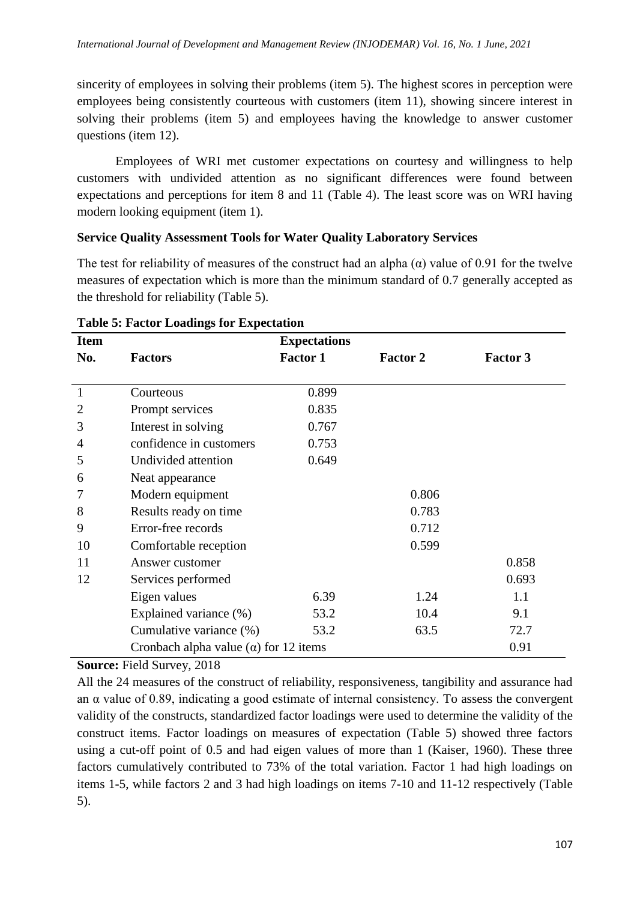sincerity of employees in solving their problems (item 5). The highest scores in perception were employees being consistently courteous with customers (item 11), showing sincere interest in solving their problems (item 5) and employees having the knowledge to answer customer questions (item 12).

Employees of WRI met customer expectations on courtesy and willingness to help customers with undivided attention as no significant differences were found between expectations and perceptions for item 8 and 11 (Table 4). The least score was on WRI having modern looking equipment (item 1).

**Service Quality Assessment Tools for Water Quality Laboratory Services**

The test for reliability of measures of the construct had an alpha (α) value of 0.91 for the twelve measures of expectation which is more than the minimum standard of 0.7 generally accepted as the threshold for reliability (Table 5).

**Table 5: Factor Loadings for Expectation**

| Item No. | Factors | Expectations Factor 1 | Factor 2 | Factor 3 |
|---|---|---|---|---|
| 1 | Courteous | 0.899 | | |
| 2 | Prompt services | 0.835 | | |
| 3 | Interest in solving | 0.767 | | |
| 4 | confidence in customers | 0.753 | | |
| 5 | Undivided attention | 0.649 | | |
| 6 | Neat appearance | | | |
| 7 | Modern equipment | | 0.806 | |
| 8 | Results ready on time | | 0.783 | |
| 9 | Error-free records | | 0.712 | |
| 10 | Comfortable reception | | 0.599 | |
| 11 | Answer customer | | | 0.858 |
| 12 | Services performed | | | 0.693 |
| | Eigen values | 6.39 | 1.24 | 1.1 |
| | Explained variance (%) | 53.2 | 10.4 | 9.1 |
| | Cumulative variance (%) | 53.2 | 63.5 | 72.7 |
| | Cronbach alpha value (α) for 12 items | | | 0.91 |

**Source:** Field Survey, 2018

All the 24 measures of the construct of reliability, responsiveness, tangibility and assurance had an α value of 0.89, indicating a good estimate of internal consistency. To assess the convergent validity of the constructs, standardized factor loadings were used to determine the validity of the construct items. Factor loadings on measures of expectation (Table 5) showed three factors using a cut-off point of 0.5 and had eigen values of more than 1 (Kaiser, 1960). These three factors cumulatively contributed to 73% of the total variation. Factor 1 had high loadings on items 1-5, while factors 2 and 3 had high loadings on items 7-10 and 11-12 respectively (Table 5).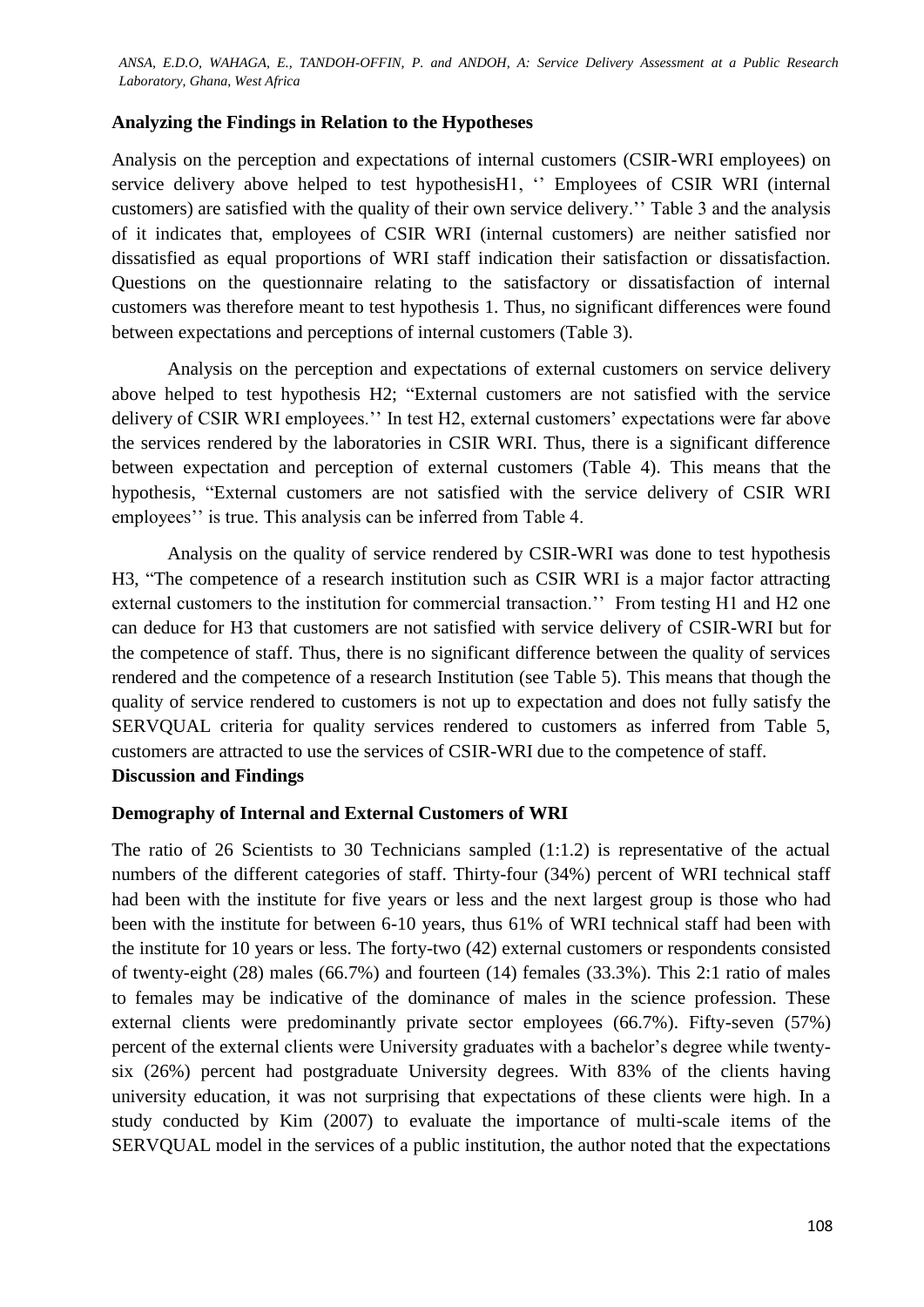### Analyzing the Findings in Relation to the Hypotheses

Analysis on the perception and expectations of internal customers (CSIR-WRI employees) on service delivery above helped to test hypothesisH1, '' Employees of CSIR WRI (internal customers) are satisfied with the quality of their own service delivery.'' Table 3 and the analysis of it indicates that, employees of CSIR WRI (internal customers) are neither satisfied nor dissatisfied as equal proportions of WRI staff indication their satisfaction or dissatisfaction. Questions on the questionnaire relating to the satisfactory or dissatisfaction of internal customers was therefore meant to test hypothesis 1. Thus, no significant differences were found between expectations and perceptions of internal customers (Table 3).

Analysis on the perception and expectations of external customers on service delivery above helped to test hypothesis H2; "External customers are not satisfied with the service delivery of CSIR WRI employees.'' In test H2, external customers' expectations were far above the services rendered by the laboratories in CSIR WRI. Thus, there is a significant difference between expectation and perception of external customers (Table 4). This means that the hypothesis, "External customers are not satisfied with the service delivery of CSIR WRI employees'' is true. This analysis can be inferred from Table 4.

Analysis on the quality of service rendered by CSIR-WRI was done to test hypothesis H3, "The competence of a research institution such as CSIR WRI is a major factor attracting external customers to the institution for commercial transaction.'' From testing H1 and H2 one can deduce for H3 that customers are not satisfied with service delivery of CSIR-WRI but for the competence of staff. Thus, there is no significant difference between the quality of services rendered and the competence of a research Institution (see Table 5). This means that though the quality of service rendered to customers is not up to expectation and does not fully satisfy the SERVQUAL criteria for quality services rendered to customers as inferred from Table 5, customers are attracted to use the services of CSIR-WRI due to the competence of staff.

### Discussion and Findings

### Demography of Internal and External Customers of WRI

The ratio of 26 Scientists to 30 Technicians sampled (1:1.2) is representative of the actual numbers of the different categories of staff. Thirty-four (34%) percent of WRI technical staff had been with the institute for five years or less and the next largest group is those who had been with the institute for between 6-10 years, thus 61% of WRI technical staff had been with the institute for 10 years or less. The forty-two (42) external customers or respondents consisted of twenty-eight (28) males (66.7%) and fourteen (14) females (33.3%). This 2:1 ratio of males to females may be indicative of the dominance of males in the science profession. These external clients were predominantly private sector employees (66.7%). Fifty-seven (57%) percent of the external clients were University graduates with a bachelor's degree while twenty-six (26%) percent had postgraduate University degrees. With 83% of the clients having university education, it was not surprising that expectations of these clients were high. In a study conducted by Kim (2007) to evaluate the importance of multi-scale items of the SERVQUAL model in the services of a public institution, the author noted that the expectations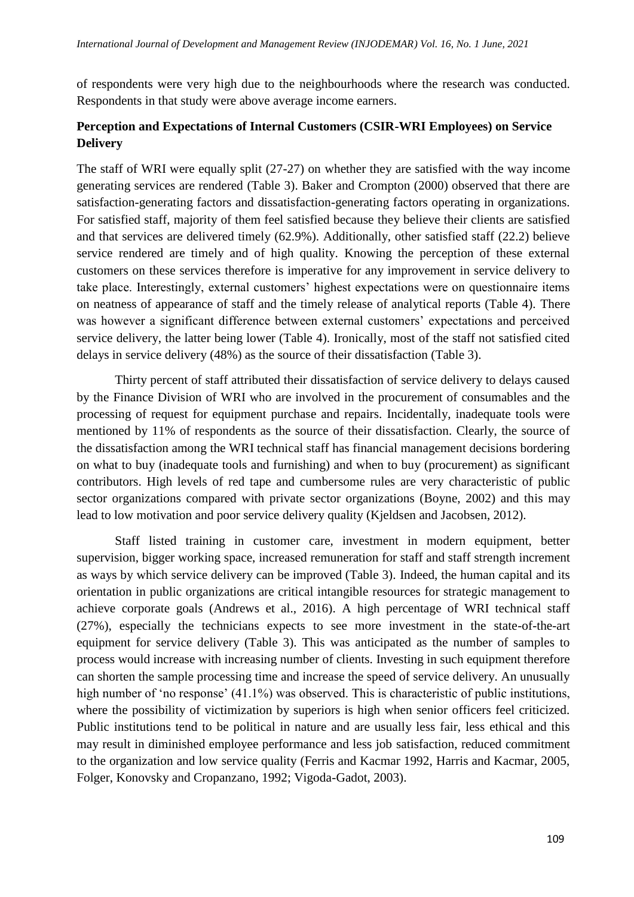of respondents were very high due to the neighbourhoods where the research was conducted. Respondents in that study were above average income earners.

### Perception and Expectations of Internal Customers (CSIR-WRI Employees) on Service Delivery

The staff of WRI were equally split (27-27) on whether they are satisfied with the way income generating services are rendered (Table 3). Baker and Crompton (2000) observed that there are satisfaction-generating factors and dissatisfaction-generating factors operating in organizations. For satisfied staff, majority of them feel satisfied because they believe their clients are satisfied and that services are delivered timely (62.9%). Additionally, other satisfied staff (22.2) believe service rendered are timely and of high quality. Knowing the perception of these external customers on these services therefore is imperative for any improvement in service delivery to take place. Interestingly, external customers' highest expectations were on questionnaire items on neatness of appearance of staff and the timely release of analytical reports (Table 4). There was however a significant difference between external customers' expectations and perceived service delivery, the latter being lower (Table 4). Ironically, most of the staff not satisfied cited delays in service delivery (48%) as the source of their dissatisfaction (Table 3).

Thirty percent of staff attributed their dissatisfaction of service delivery to delays caused by the Finance Division of WRI who are involved in the procurement of consumables and the processing of request for equipment purchase and repairs. Incidentally, inadequate tools were mentioned by 11% of respondents as the source of their dissatisfaction. Clearly, the source of the dissatisfaction among the WRI technical staff has financial management decisions bordering on what to buy (inadequate tools and furnishing) and when to buy (procurement) as significant contributors. High levels of red tape and cumbersome rules are very characteristic of public sector organizations compared with private sector organizations (Boyne, 2002) and this may lead to low motivation and poor service delivery quality (Kjeldsen and Jacobsen, 2012).

Staff listed training in customer care, investment in modern equipment, better supervision, bigger working space, increased remuneration for staff and staff strength increment as ways by which service delivery can be improved (Table 3). Indeed, the human capital and its orientation in public organizations are critical intangible resources for strategic management to achieve corporate goals (Andrews et al., 2016). A high percentage of WRI technical staff (27%), especially the technicians expects to see more investment in the state-of-the-art equipment for service delivery (Table 3). This was anticipated as the number of samples to process would increase with increasing number of clients. Investing in such equipment therefore can shorten the sample processing time and increase the speed of service delivery. An unusually high number of 'no response' (41.1%) was observed. This is characteristic of public institutions, where the possibility of victimization by superiors is high when senior officers feel criticized. Public institutions tend to be political in nature and are usually less fair, less ethical and this may result in diminished employee performance and less job satisfaction, reduced commitment to the organization and low service quality (Ferris and Kacmar 1992, Harris and Kacmar, 2005, Folger, Konovsky and Cropanzano, 1992; Vigoda-Gadot, 2003).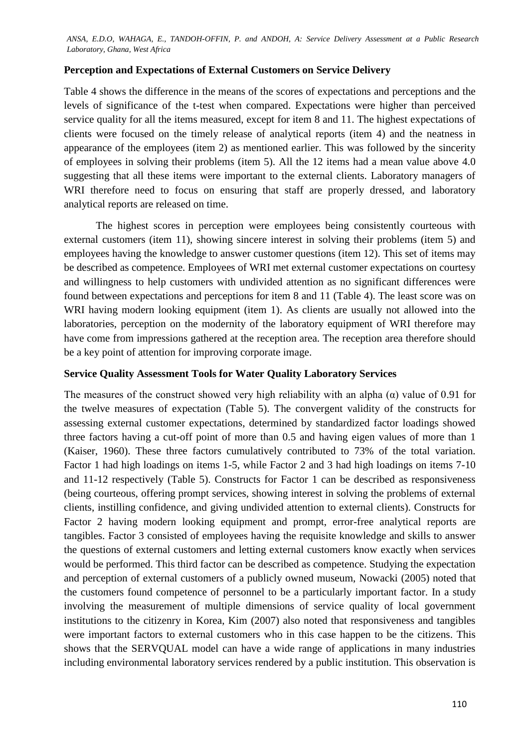### Perception and Expectations of External Customers on Service Delivery

Table 4 shows the difference in the means of the scores of expectations and perceptions and the levels of significance of the t-test when compared. Expectations were higher than perceived service quality for all the items measured, except for item 8 and 11. The highest expectations of clients were focused on the timely release of analytical reports (item 4) and the neatness in appearance of the employees (item 2) as mentioned earlier. This was followed by the sincerity of employees in solving their problems (item 5). All the 12 items had a mean value above 4.0 suggesting that all these items were important to the external clients. Laboratory managers of WRI therefore need to focus on ensuring that staff are properly dressed, and laboratory analytical reports are released on time.

The highest scores in perception were employees being consistently courteous with external customers (item 11), showing sincere interest in solving their problems (item 5) and employees having the knowledge to answer customer questions (item 12). This set of items may be described as competence. Employees of WRI met external customer expectations on courtesy and willingness to help customers with undivided attention as no significant differences were found between expectations and perceptions for item 8 and 11 (Table 4). The least score was on WRI having modern looking equipment (item 1). As clients are usually not allowed into the laboratories, perception on the modernity of the laboratory equipment of WRI therefore may have come from impressions gathered at the reception area. The reception area therefore should be a key point of attention for improving corporate image.

### Service Quality Assessment Tools for Water Quality Laboratory Services

The measures of the construct showed very high reliability with an alpha ($\alpha$) value of 0.91 for the twelve measures of expectation (Table 5). The convergent validity of the constructs for assessing external customer expectations, determined by standardized factor loadings showed three factors having a cut-off point of more than 0.5 and having eigen values of more than 1 (Kaiser, 1960). These three factors cumulatively contributed to 73% of the total variation. Factor 1 had high loadings on items 1-5, while Factor 2 and 3 had high loadings on items 7-10 and 11-12 respectively (Table 5). Constructs for Factor 1 can be described as responsiveness (being courteous, offering prompt services, showing interest in solving the problems of external clients, instilling confidence, and giving undivided attention to external clients). Constructs for Factor 2 having modern looking equipment and prompt, error-free analytical reports are tangibles. Factor 3 consisted of employees having the requisite knowledge and skills to answer the questions of external customers and letting external customers know exactly when services would be performed. This third factor can be described as competence. Studying the expectation and perception of external customers of a publicly owned museum, Nowacki (2005) noted that the customers found competence of personnel to be a particularly important factor. In a study involving the measurement of multiple dimensions of service quality of local government institutions to the citizenry in Korea, Kim (2007) also noted that responsiveness and tangibles were important factors to external customers who in this case happen to be the citizens. This shows that the SERVQUAL model can have a wide range of applications in many industries including environmental laboratory services rendered by a public institution. This observation is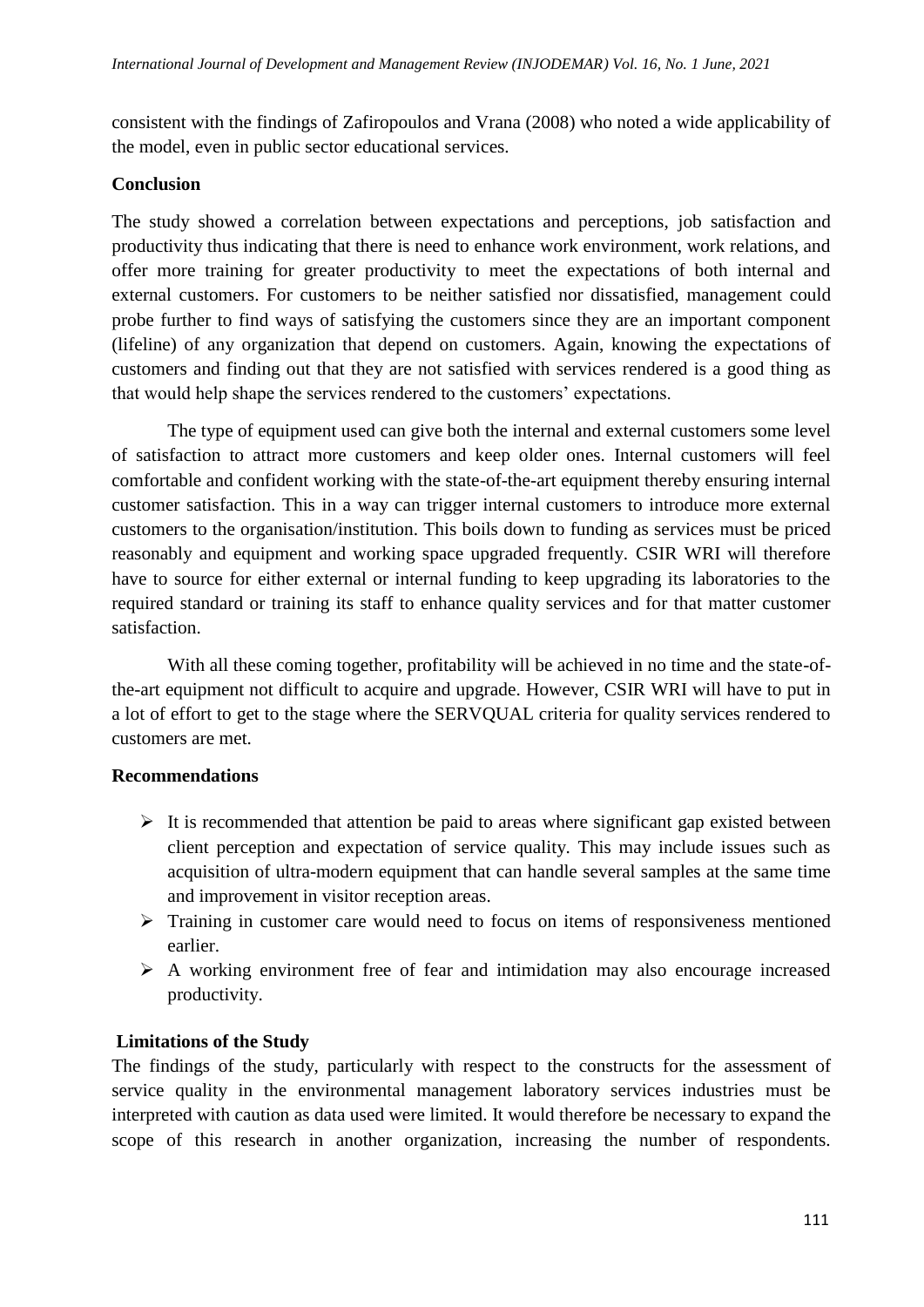consistent with the findings of Zafiropoulos and Vrana (2008) who noted a wide applicability of the model, even in public sector educational services.

**Conclusion**

The study showed a correlation between expectations and perceptions, job satisfaction and productivity thus indicating that there is need to enhance work environment, work relations, and offer more training for greater productivity to meet the expectations of both internal and external customers. For customers to be neither satisfied nor dissatisfied, management could probe further to find ways of satisfying the customers since they are an important component (lifeline) of any organization that depend on customers. Again, knowing the expectations of customers and finding out that they are not satisfied with services rendered is a good thing as that would help shape the services rendered to the customers' expectations.

The type of equipment used can give both the internal and external customers some level of satisfaction to attract more customers and keep older ones. Internal customers will feel comfortable and confident working with the state-of-the-art equipment thereby ensuring internal customer satisfaction. This in a way can trigger internal customers to introduce more external customers to the organisation/institution. This boils down to funding as services must be priced reasonably and equipment and working space upgraded frequently. CSIR WRI will therefore have to source for either external or internal funding to keep upgrading its laboratories to the required standard or training its staff to enhance quality services and for that matter customer satisfaction.

With all these coming together, profitability will be achieved in no time and the state-of-the-art equipment not difficult to acquire and upgrade. However, CSIR WRI will have to put in a lot of effort to get to the stage where the SERVQUAL criteria for quality services rendered to customers are met.

**Recommendations**

- It is recommended that attention be paid to areas where significant gap existed between client perception and expectation of service quality. This may include issues such as acquisition of ultra-modern equipment that can handle several samples at the same time and improvement in visitor reception areas.
- Training in customer care would need to focus on items of responsiveness mentioned earlier.
- A working environment free of fear and intimidation may also encourage increased productivity.

**Limitations of the Study**

The findings of the study, particularly with respect to the constructs for the assessment of service quality in the environmental management laboratory services industries must be interpreted with caution as data used were limited. It would therefore be necessary to expand the scope of this research in another organization, increasing the number of respondents.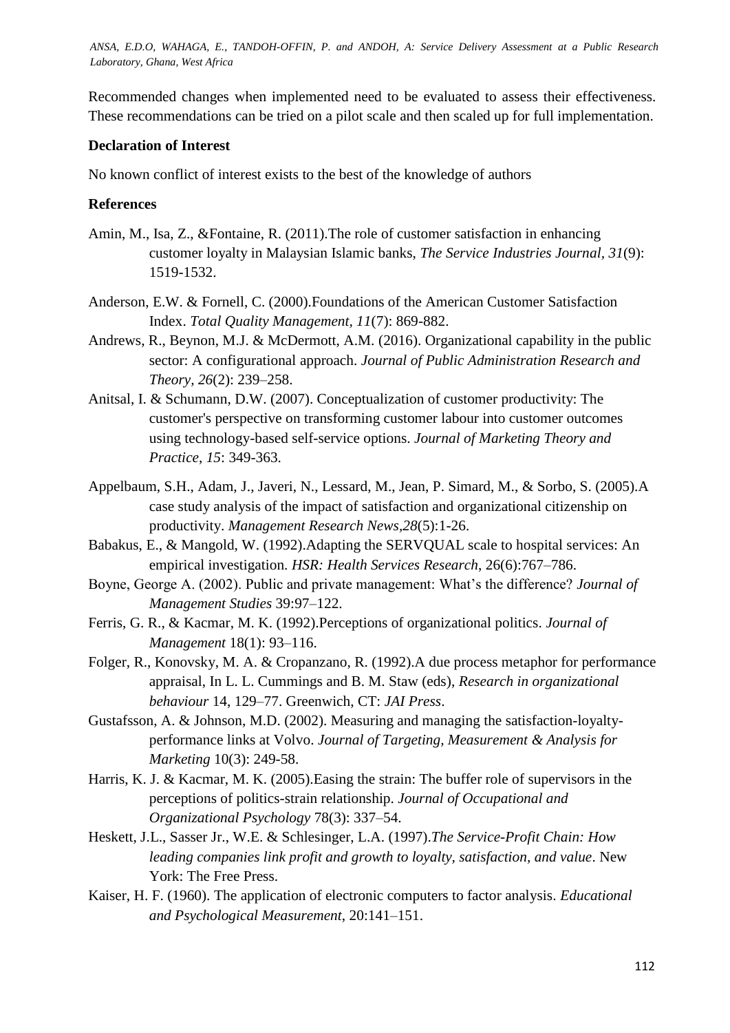Recommended changes when implemented need to be evaluated to assess their effectiveness. These recommendations can be tried on a pilot scale and then scaled up for full implementation.

**Declaration of Interest**

No known conflict of interest exists to the best of the knowledge of authors

**References**

Amin, M., Isa, Z., &Fontaine, R. (2011).The role of customer satisfaction in enhancing customer loyalty in Malaysian Islamic banks, *The Service Industries Journal, 31*(9): 1519-1532.

Anderson, E.W. & Fornell, C. (2000).Foundations of the American Customer Satisfaction Index. *Total Quality Management, 11*(7): 869-882.

Andrews, R., Beynon, M.J. & McDermott, A.M. (2016). Organizational capability in the public sector: A configurational approach. *Journal of Public Administration Research and Theory, 26*(2): 239–258.

Anitsal, I. & Schumann, D.W. (2007). Conceptualization of customer productivity: The customer's perspective on transforming customer labour into customer outcomes using technology-based self-service options. *Journal of Marketing Theory and Practice, 15*: 349-363.

Appelbaum, S.H., Adam, J., Javeri, N., Lessard, M., Jean, P. Simard, M., & Sorbo, S. (2005).A case study analysis of the impact of satisfaction and organizational citizenship on productivity. *Management Research News,28*(5):1-26.

Babakus, E., & Mangold, W. (1992).Adapting the SERVQUAL scale to hospital services: An empirical investigation. *HSR: Health Services Research*, 26(6):767–786.

Boyne, George A. (2002). Public and private management: What's the difference? *Journal of Management Studies* 39:97–122.

Ferris, G. R., & Kacmar, M. K. (1992).Perceptions of organizational politics. *Journal of Management* 18(1): 93–116.

Folger, R., Konovsky, M. A. & Cropanzano, R. (1992).A due process metaphor for performance appraisal, In L. L. Cummings and B. M. Staw (eds), *Research in organizational behaviour* 14, 129–77. Greenwich, CT: *JAI Press*.

Gustafsson, A. & Johnson, M.D. (2002). Measuring and managing the satisfaction-loyalty-performance links at Volvo. *Journal of Targeting, Measurement & Analysis for Marketing* 10(3): 249-58.

Harris, K. J. & Kacmar, M. K. (2005).Easing the strain: The buffer role of supervisors in the perceptions of politics-strain relationship. *Journal of Occupational and Organizational Psychology* 78(3): 337–54.

Heskett, J.L., Sasser Jr., W.E. & Schlesinger, L.A. (1997).*The Service-Profit Chain: How leading companies link profit and growth to loyalty, satisfaction, and value*. New York: The Free Press.

Kaiser, H. F. (1960). The application of electronic computers to factor analysis. *Educational and Psychological Measurement*, 20:141–151.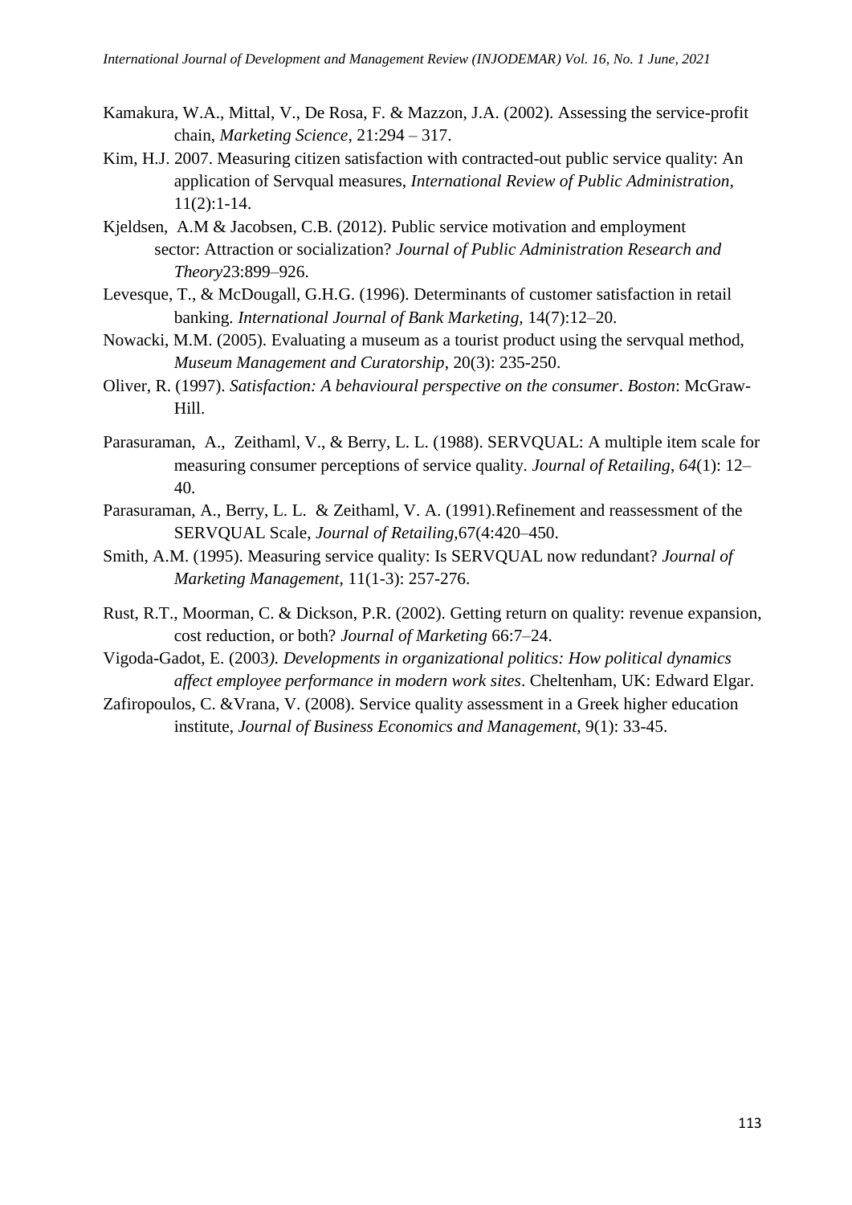Kamakura, W.A., Mittal, V., De Rosa, F. & Mazzon, J.A. (2002). Assessing the service-profit chain, *Marketing Science*, 21:294 – 317.

Kim, H.J. 2007. Measuring citizen satisfaction with contracted-out public service quality: An application of Servqual measures, *International Review of Public Administration*, 11(2):1-14.

Kjeldsen, A.M & Jacobsen, C.B. (2012). Public service motivation and employment sector: Attraction or socialization? *Journal of Public Administration Research and Theory*23:899–926.

Levesque, T., & McDougall, G.H.G. (1996). Determinants of customer satisfaction in retail banking. *International Journal of Bank Marketing,* 14(7):12–20.

Nowacki, M.M. (2005). Evaluating a museum as a tourist product using the servqual method, *Museum Management and Curatorship*, 20(3): 235-250.

Oliver, R. (1997). *Satisfaction: A behavioural perspective on the consumer*. *Boston*: McGraw-Hill.

Parasuraman, A., Zeithaml, V., & Berry, L. L. (1988). SERVQUAL: A multiple item scale for measuring consumer perceptions of service quality. *Journal of Retailing*, *64*(1): 12–40.

Parasuraman, A., Berry, L. L. & Zeithaml, V. A. (1991).Refinement and reassessment of the SERVQUAL Scale, *Journal of Retailing*,67(4:420–450.

Smith, A.M. (1995). Measuring service quality: Is SERVQUAL now redundant? *Journal of Marketing Management,* 11(1-3): 257-276.

Rust, R.T., Moorman, C. & Dickson, P.R. (2002). Getting return on quality: revenue expansion, cost reduction, or both? *Journal of Marketing* 66:7–24.

Vigoda-Gadot, E. (2003*). Developments in organizational politics: How political dynamics affect employee performance in modern work sites*. Cheltenham, UK: Edward Elgar.

Zafiropoulos, C. &Vrana, V. (2008). Service quality assessment in a Greek higher education institute, *Journal of Business Economics and Management*, 9(1): 33-45.